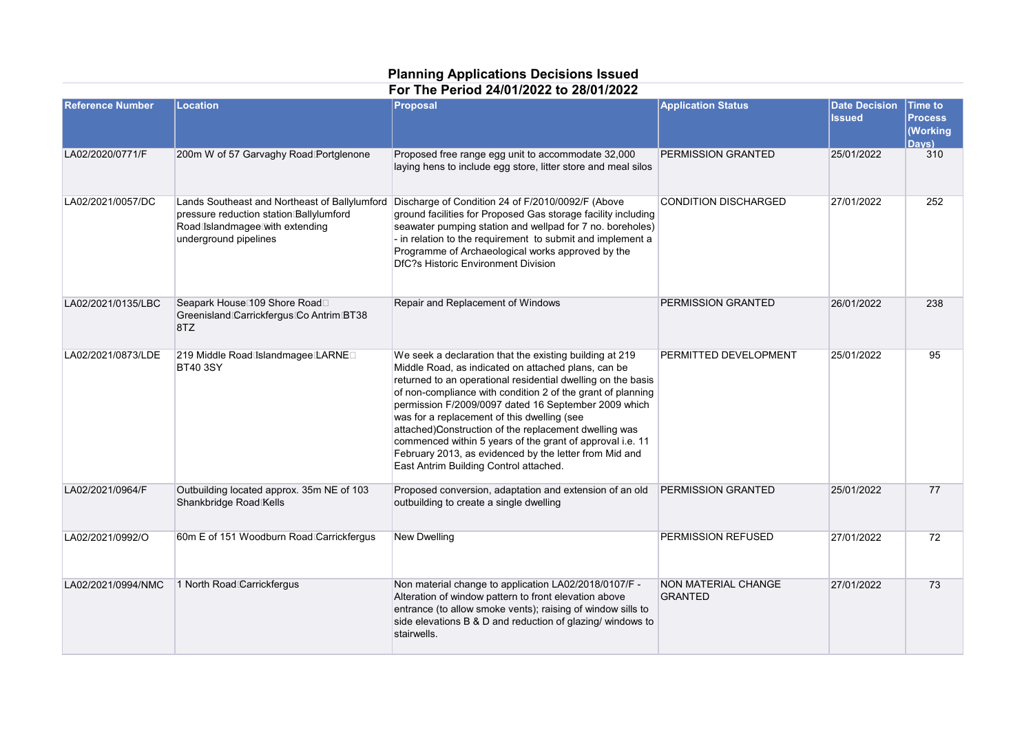# Planning Applications Decisions Issued

## For The Period 24/01/2022 to 28/01/2022

| Reference Number | Location | Proposal | Application Status | Date Decision Issued | Time to Process (Working Days) |
|---|---|---|---|---|---|
| LA02/2020/0771/F | 200m W of 57 Garvaghy Road Portglenone | Proposed free range egg unit to accommodate 32,000 laying hens to include egg store, litter store and meal silos | PERMISSION GRANTED | 25/01/2022 | 310 |
| LA02/2021/0057/DC | Lands Southeast and Northeast of Ballylumford pressure reduction station Ballylumford Road Islandmagee with extending underground pipelines | Discharge of Condition 24 of F/2010/0092/F (Above ground facilities for Proposed Gas storage facility including seawater pumping station and wellpad for 7 no. boreholes) - in relation to the requirement to submit and implement a Programme of Archaeological works approved by the DfC?s Historic Environment Division | CONDITION DISCHARGED | 27/01/2022 | 252 |
| LA02/2021/0135/LBC | Seapark House 109 Shore Road Greenisland Carrickfergus Co Antrim BT38 8TZ | Repair and Replacement of Windows | PERMISSION GRANTED | 26/01/2022 | 238 |
| LA02/2021/0873/LDE | 219 Middle Road Islandmagee LARNE BT40 3SY | We seek a declaration that the existing building at 219 Middle Road, as indicated on attached plans, can be returned to an operational residential dwelling on the basis of non-compliance with condition 2 of the grant of planning permission F/2009/0097 dated 16 September 2009 which was for a replacement of this dwelling (see attached)Construction of the replacement dwelling was commenced within 5 years of the grant of approval i.e. 11 February 2013, as evidenced by the letter from Mid and East Antrim Building Control attached. | PERMITTED DEVELOPMENT | 25/01/2022 | 95 |
| LA02/2021/0964/F | Outbuilding located approx. 35m NE of 103 Shankbridge Road Kells | Proposed conversion, adaptation and extension of an old outbuilding to create a single dwelling | PERMISSION GRANTED | 25/01/2022 | 77 |
| LA02/2021/0992/O | 60m E of 151 Woodburn Road Carrickfergus | New Dwelling | PERMISSION REFUSED | 27/01/2022 | 72 |
| LA02/2021/0994/NMC | 1 North Road Carrickfergus | Non material change to application LA02/2018/0107/F - Alteration of window pattern to front elevation above entrance (to allow smoke vents); raising of window sills to side elevations B & D and reduction of glazing/ windows to stairwells. | NON MATERIAL CHANGE GRANTED | 27/01/2022 | 73 |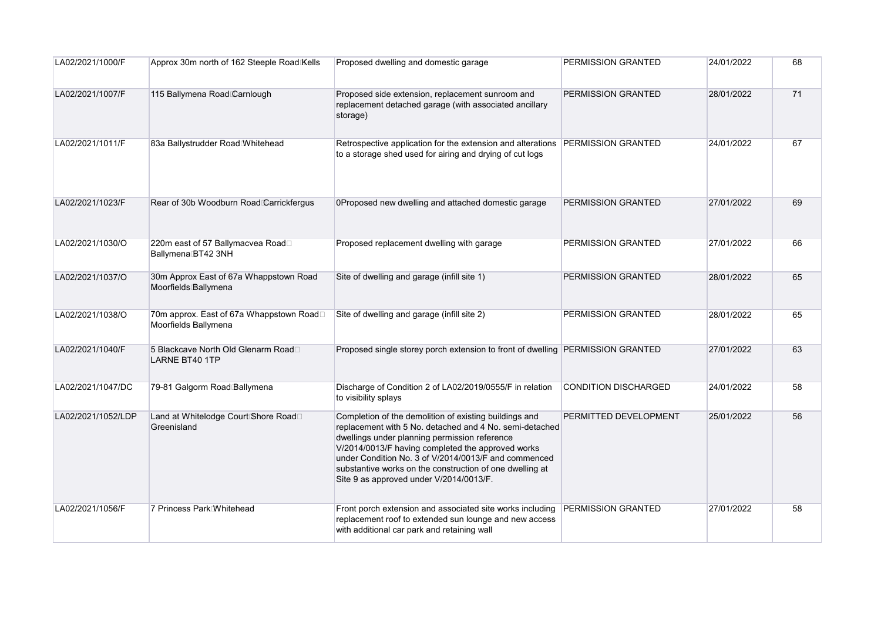| | | | | | |
|---|---|---|---|---|---|
| LA02/2021/1000/F | Approx 30m north of 162 Steeple Road Kells | Proposed dwelling and domestic garage | PERMISSION GRANTED | 24/01/2022 | 68 |
| LA02/2021/1007/F | 115 Ballymena Road Carnlough | Proposed side extension, replacement sunroom and replacement detached garage (with associated ancillary storage) | PERMISSION GRANTED | 28/01/2022 | 71 |
| LA02/2021/1011/F | 83a Ballystrudder Road Whitehead | Retrospective application for the extension and alterations to a storage shed used for airing and drying of cut logs | PERMISSION GRANTED | 24/01/2022 | 67 |
| LA02/2021/1023/F | Rear of 30b Woodburn Road Carrickfergus | 0Proposed new dwelling and attached domestic garage | PERMISSION GRANTED | 27/01/2022 | 69 |
| LA02/2021/1030/O | 220m east of 57 Ballymacvea Road Ballymena BT42 3NH | Proposed replacement dwelling with garage | PERMISSION GRANTED | 27/01/2022 | 66 |
| LA02/2021/1037/O | 30m Approx East of 67a Whappstown Road Moorfields Ballymena | Site of dwelling and garage (infill site 1) | PERMISSION GRANTED | 28/01/2022 | 65 |
| LA02/2021/1038/O | 70m approx. East of 67a Whappstown Road Moorfields Ballymena | Site of dwelling and garage (infill site 2) | PERMISSION GRANTED | 28/01/2022 | 65 |
| LA02/2021/1040/F | 5 Blackcave North Old Glenarm Road LARNE BT40 1TP | Proposed single storey porch extension to front of dwelling | PERMISSION GRANTED | 27/01/2022 | 63 |
| LA02/2021/1047/DC | 79-81 Galgorm Road Ballymena | Discharge of Condition 2 of LA02/2019/0555/F in relation to visibility splays | CONDITION DISCHARGED | 24/01/2022 | 58 |
| LA02/2021/1052/LDP | Land at Whitelodge Court Shore Road Greenisland | Completion of the demolition of existing buildings and replacement with 5 No. detached and 4 No. semi-detached dwellings under planning permission reference V/2014/0013/F having completed the approved works under Condition No. 3 of V/2014/0013/F and commenced substantive works on the construction of one dwelling at Site 9 as approved under V/2014/0013/F. | PERMITTED DEVELOPMENT | 25/01/2022 | 56 |
| LA02/2021/1056/F | 7 Princess Park Whitehead | Front porch extension and associated site works including replacement roof to extended sun lounge and new access with additional car park and retaining wall | PERMISSION GRANTED | 27/01/2022 | 58 |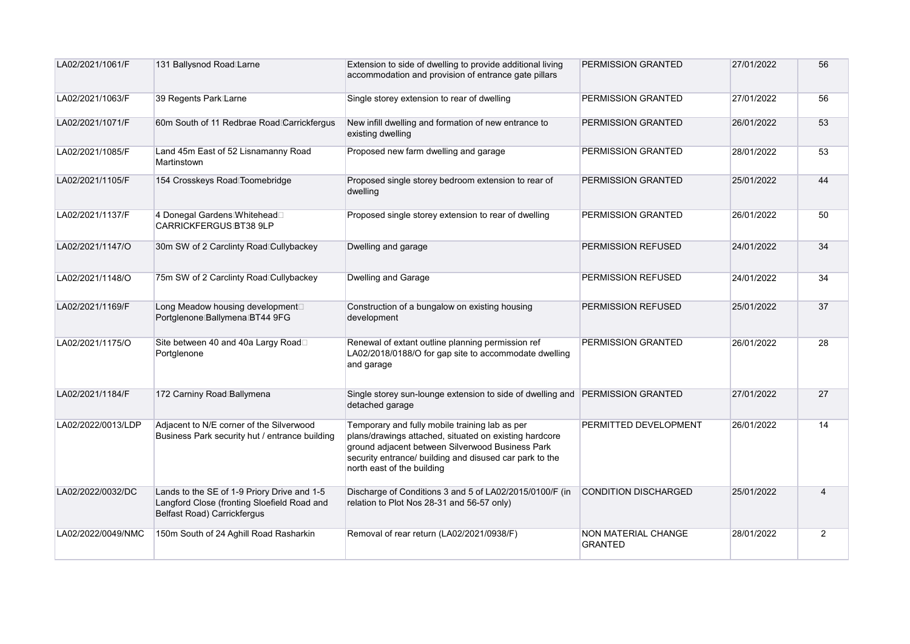| | | | | | |
|---|---|---|---|---|---|
| LA02/2021/1061/F | 131 Ballysnod Road Larne | Extension to side of dwelling to provide additional living accommodation and provision of entrance gate pillars | PERMISSION GRANTED | 27/01/2022 | 56 |
| LA02/2021/1063/F | 39 Regents Park Larne | Single storey extension to rear of dwelling | PERMISSION GRANTED | 27/01/2022 | 56 |
| LA02/2021/1071/F | 60m South of 11 Redbrae Road Carrickfergus | New infill dwelling and formation of new entrance to existing dwelling | PERMISSION GRANTED | 26/01/2022 | 53 |
| LA02/2021/1085/F | Land 45m East of 52 Lisnamanny Road Martinstown | Proposed new farm dwelling and garage | PERMISSION GRANTED | 28/01/2022 | 53 |
| LA02/2021/1105/F | 154 Crosskeys Road Toomebridge | Proposed single storey bedroom extension to rear of dwelling | PERMISSION GRANTED | 25/01/2022 | 44 |
| LA02/2021/1137/F | 4 Donegal Gardens Whitehead CARRICKFERGUS BT38 9LP | Proposed single storey extension to rear of dwelling | PERMISSION GRANTED | 26/01/2022 | 50 |
| LA02/2021/1147/O | 30m SW of 2 Carclinty Road Cullybackey | Dwelling and garage | PERMISSION REFUSED | 24/01/2022 | 34 |
| LA02/2021/1148/O | 75m SW of 2 Carclinty Road Cullybackey | Dwelling and Garage | PERMISSION REFUSED | 24/01/2022 | 34 |
| LA02/2021/1169/F | Long Meadow housing development Portglenone Ballymena BT44 9FG | Construction of a bungalow on existing housing development | PERMISSION REFUSED | 25/01/2022 | 37 |
| LA02/2021/1175/O | Site between 40 and 40a Largy Road Portglenone | Renewal of extant outline planning permission ref LA02/2018/0188/O for gap site to accommodate dwelling and garage | PERMISSION GRANTED | 26/01/2022 | 28 |
| LA02/2021/1184/F | 172 Carniny Road Ballymena | Single storey sun-lounge extension to side of dwelling and detached garage | PERMISSION GRANTED | 27/01/2022 | 27 |
| LA02/2022/0013/LDP | Adjacent to N/E corner of the Silverwood Business Park security hut / entrance building | Temporary and fully mobile training lab as per plans/drawings attached, situated on existing hardcore ground adjacent between Silverwood Business Park security entrance/ building and disused car park to the north east of the building | PERMITTED DEVELOPMENT | 26/01/2022 | 14 |
| LA02/2022/0032/DC | Lands to the SE of 1-9 Priory Drive and 1-5 Langford Close (fronting Sloefield Road and Belfast Road) Carrickfergus | Discharge of Conditions 3 and 5 of LA02/2015/0100/F (in relation to Plot Nos 28-31 and 56-57 only) | CONDITION DISCHARGED | 25/01/2022 | 4 |
| LA02/2022/0049/NMC | 150m South of 24 Aghill Road Rasharkin | Removal of rear return (LA02/2021/0938/F) | NON MATERIAL CHANGE GRANTED | 28/01/2022 | 2 |